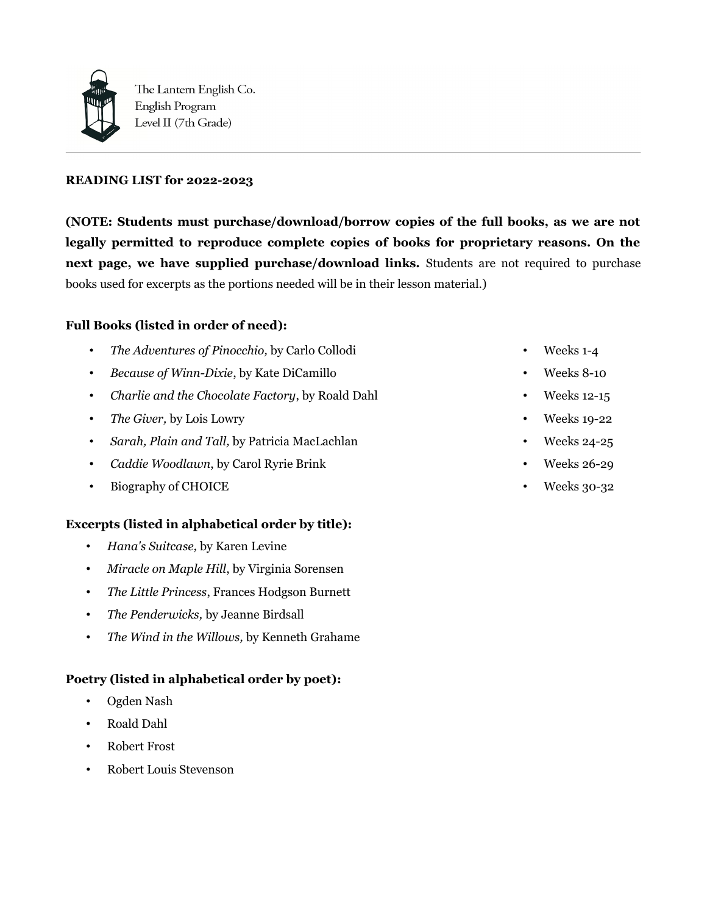The Lantern English Co.
English Program
Level II (7th Grade)

---

**READING LIST for 2022-2023**

**(NOTE: Students must purchase/download/borrow copies of the full books, as we are not legally permitted to reproduce complete copies of books for proprietary reasons. On the next page, we have supplied purchase/download links.** Students are not required to purchase books used for excerpts as the portions needed will be in their lesson material.)

**Full Books (listed in order of need):**

- *The Adventures of Pinocchio,* by Carlo Collodi — Weeks 1-4
- *Because of Winn-Dixie*, by Kate DiCamillo — Weeks 8-10
- *Charlie and the Chocolate Factory*, by Roald Dahl — Weeks 12-15
- *The Giver,* by Lois Lowry — Weeks 19-22
- *Sarah, Plain and Tall,* by Patricia MacLachlan — Weeks 24-25
- *Caddie Woodlawn*, by Carol Ryrie Brink — Weeks 26-29
- Biography of CHOICE — Weeks 30-32

**Excerpts (listed in alphabetical order by title):**

- *Hana's Suitcase,* by Karen Levine
- *Miracle on Maple Hill*, by Virginia Sorensen
- *The Little Princess*, Frances Hodgson Burnett
- *The Penderwicks,* by Jeanne Birdsall
- *The Wind in the Willows,* by Kenneth Grahame

**Poetry (listed in alphabetical order by poet):**

- Ogden Nash
- Roald Dahl
- Robert Frost
- Robert Louis Stevenson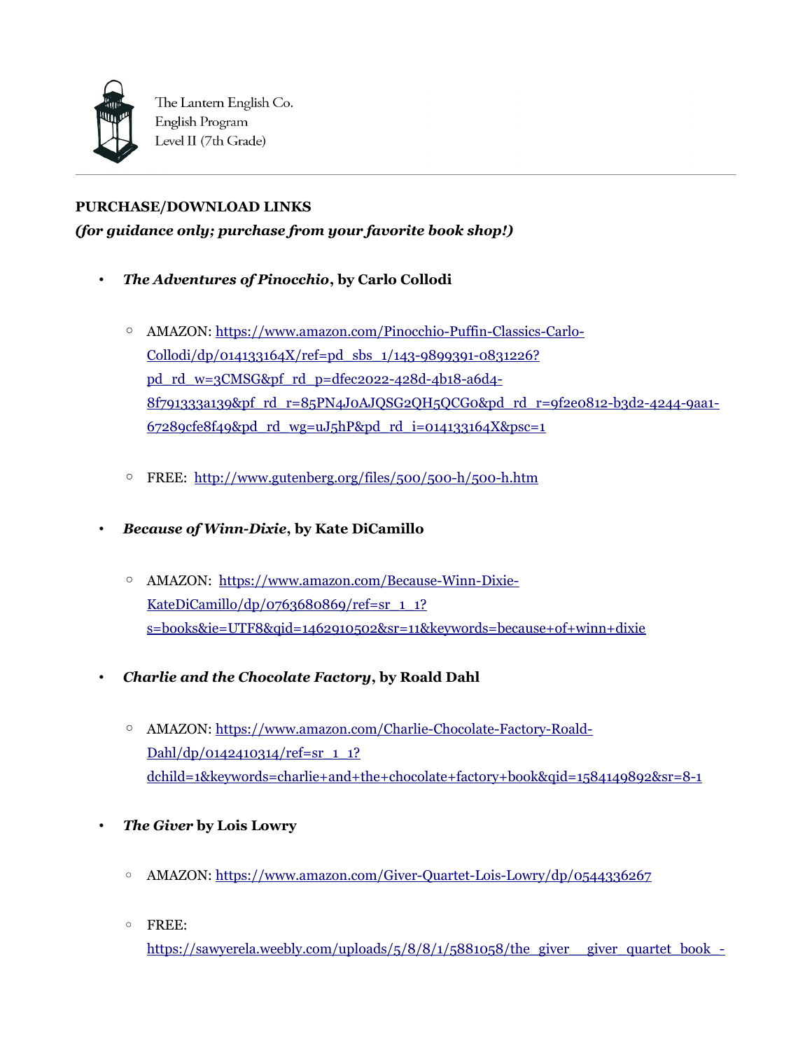The Lantern English Co.
English Program
Level II (7th Grade)

---

**PURCHASE/DOWNLOAD LINKS**
***(for guidance only; purchase from your favorite book shop!)***

- ***The Adventures of Pinocchio*, by Carlo Collodi**
  - AMAZON: https://www.amazon.com/Pinocchio-Puffin-Classics-Carlo-Collodi/dp/014133164X/ref=pd_sbs_1/143-9899391-0831226?pd_rd_w=3CMSG&pf_rd_p=dfec2022-428d-4b18-a6d4-8f791333a139&pf_rd_r=85PN4J0AJQSG2QH5QCG0&pd_rd_r=9f2e0812-b3d2-4244-9aa1-67289cfe8f49&pd_rd_wg=uJ5hP&pd_rd_i=014133164X&psc=1
  - FREE: http://www.gutenberg.org/files/500/500-h/500-h.htm
- ***Because of Winn-Dixie*, by Kate DiCamillo**
  - AMAZON: https://www.amazon.com/Because-Winn-Dixie-KateDiCamillo/dp/0763680869/ref=sr_1_1?s=books&ie=UTF8&qid=1462910502&sr=11&keywords=because+of+winn+dixie
- ***Charlie and the Chocolate Factory*, by Roald Dahl**
  - AMAZON: https://www.amazon.com/Charlie-Chocolate-Factory-Roald-Dahl/dp/0142410314/ref=sr_1_1?dchild=1&keywords=charlie+and+the+chocolate+factory+book&qid=1584149892&sr=8-1
- ***The Giver* by Lois Lowry**
  - AMAZON: https://www.amazon.com/Giver-Quartet-Lois-Lowry/dp/0544336267
  - FREE: https://sawyerela.weebly.com/uploads/5/8/8/1/5881058/the_giver__giver_quartet_book_-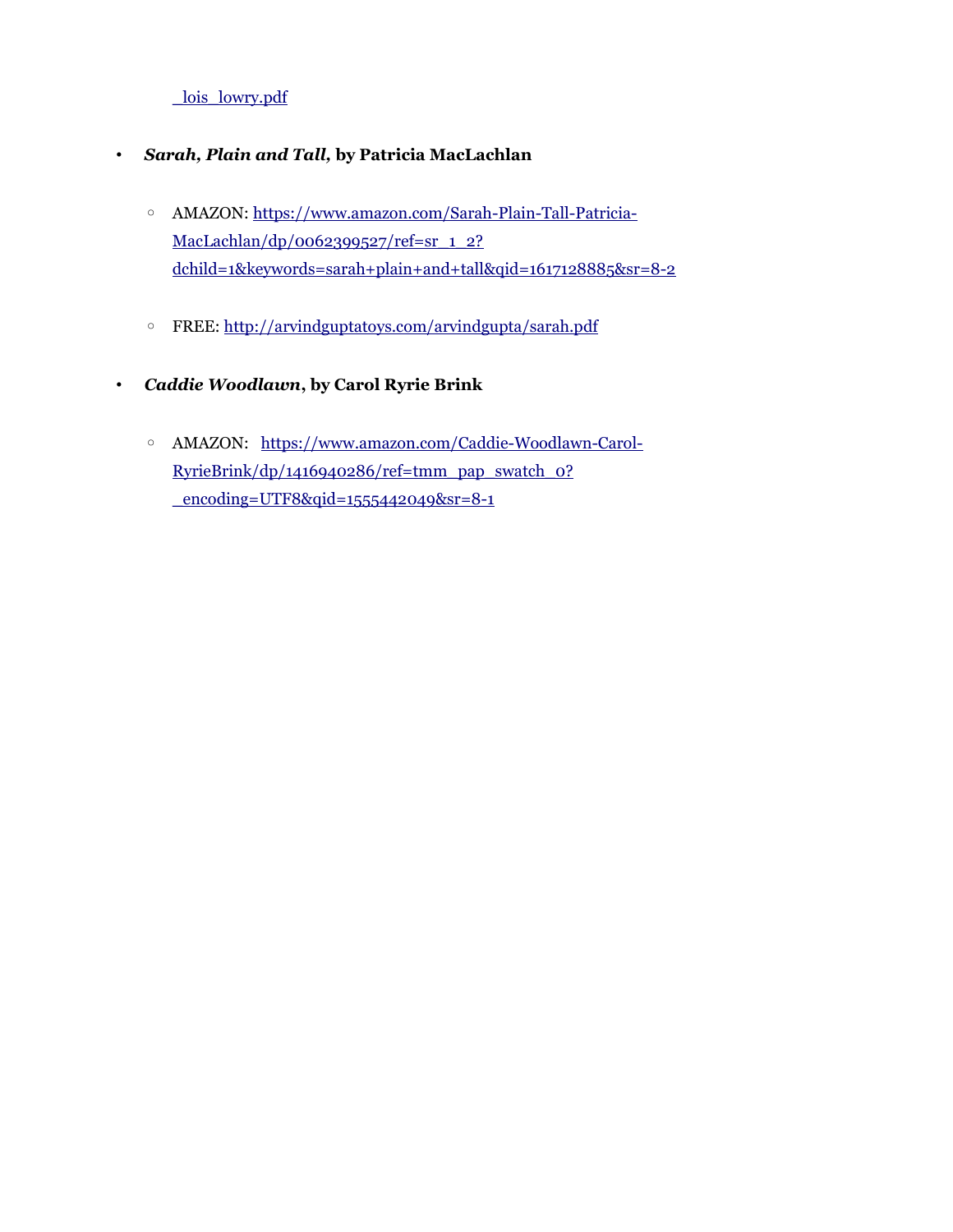_lois_lowry.pdf

- ***Sarah, Plain and Tall*, by Patricia MacLachlan**
  - AMAZON: https://www.amazon.com/Sarah-Plain-Tall-Patricia-MacLachlan/dp/0062399527/ref=sr_1_2?dchild=1&keywords=sarah+plain+and+tall&qid=1617128885&sr=8-2
  - FREE: http://arvindguptatoys.com/arvindgupta/sarah.pdf
- ***Caddie Woodlawn*, by Carol Ryrie Brink**
  - AMAZON: https://www.amazon.com/Caddie-Woodlawn-Carol-RyrieBrink/dp/1416940286/ref=tmm_pap_swatch_0?_encoding=UTF8&qid=1555442049&sr=8-1